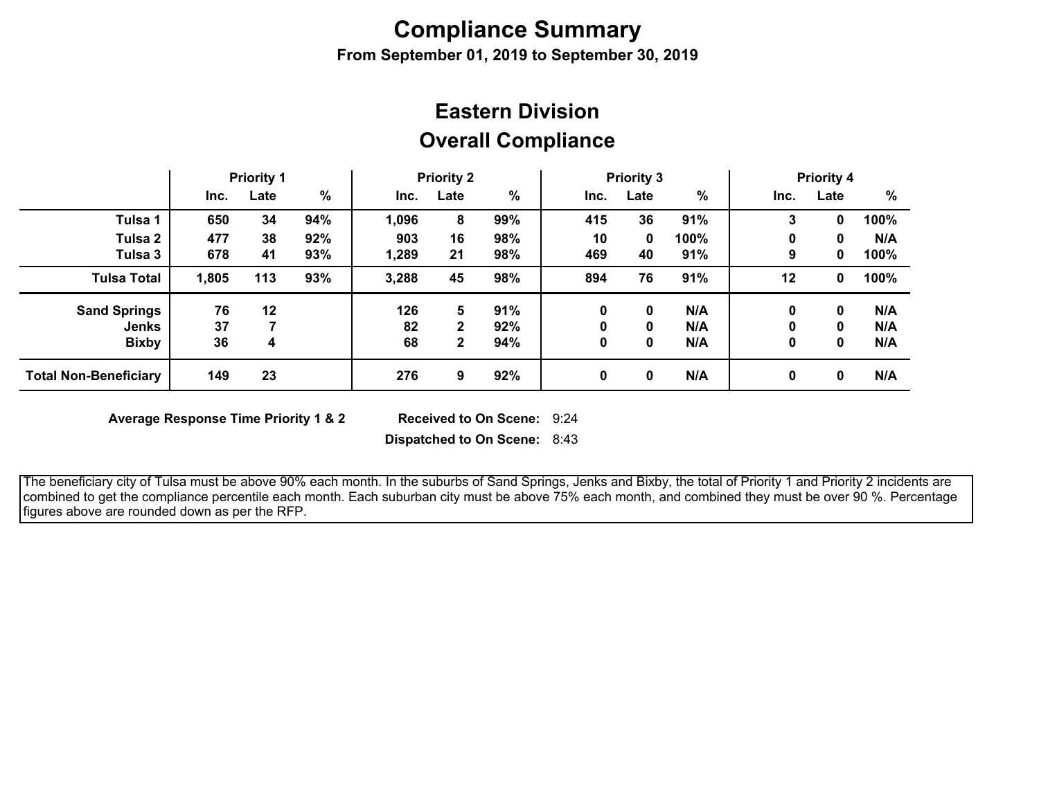# Compliance Summary

**From September 01, 2019 to September 30, 2019**

## Eastern Division

## Overall Compliance

| | Priority 1 | | | Priority 2 | | | Priority 3 | | | Priority 4 | | |
|---|---|---|---|---|---|---|---|---|---|---|---|---|
| | Inc. | Late | % | Inc. | Late | % | Inc. | Late | % | Inc. | Late | % |
| **Tulsa 1** | 650 | 34 | 94% | 1,096 | 8 | 99% | 415 | 36 | 91% | 3 | 0 | 100% |
| **Tulsa 2** | 477 | 38 | 92% | 903 | 16 | 98% | 10 | 0 | 100% | 0 | 0 | N/A |
| **Tulsa 3** | 678 | 41 | 93% | 1,289 | 21 | 98% | 469 | 40 | 91% | 9 | 0 | 100% |
| **Tulsa Total** | 1,805 | 113 | 93% | 3,288 | 45 | 98% | 894 | 76 | 91% | 12 | 0 | 100% |
| **Sand Springs** | 76 | 12 | | 126 | 5 | 91% | 0 | 0 | N/A | 0 | 0 | N/A |
| **Jenks** | 37 | 7 | | 82 | 2 | 92% | 0 | 0 | N/A | 0 | 0 | N/A |
| **Bixby** | 36 | 4 | | 68 | 2 | 94% | 0 | 0 | N/A | 0 | 0 | N/A |
| **Total Non-Beneficiary** | 149 | 23 | | 276 | 9 | 92% | 0 | 0 | N/A | 0 | 0 | N/A |

**Average Response Time Priority 1 & 2**

**Received to On Scene:** 9:24

**Dispatched to On Scene:** 8:43

The beneficiary city of Tulsa must be above 90% each month. In the suburbs of Sand Springs, Jenks and Bixby, the total of Priority 1 and Priority 2 incidents are combined to get the compliance percentile each month. Each suburban city must be above 75% each month, and combined they must be over 90 %. Percentage figures above are rounded down as per the RFP.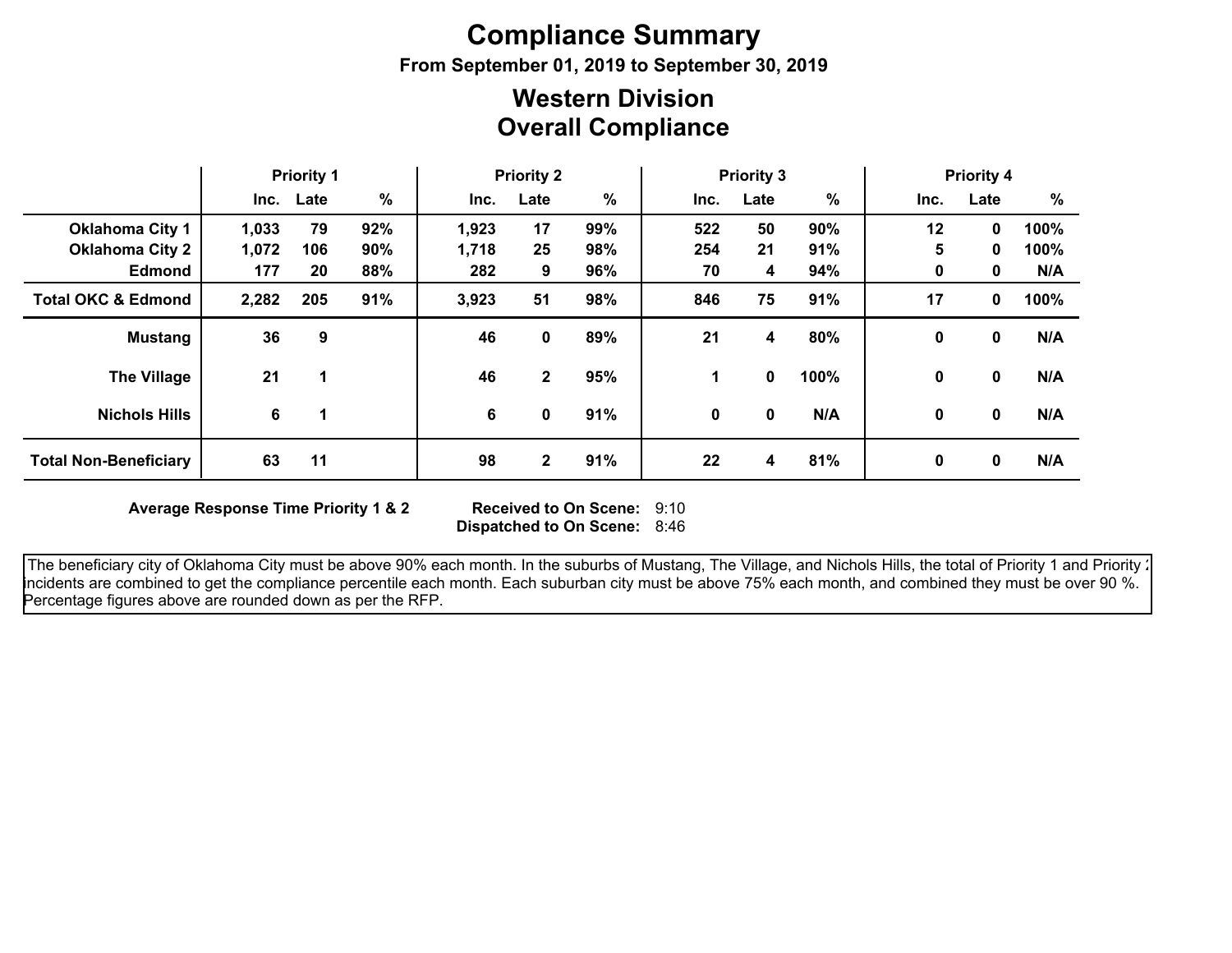# Compliance Summary

**From September 01, 2019 to September 30, 2019**

## Western Division
## Overall Compliance

| | Priority 1 | | | Priority 2 | | | Priority 3 | | | Priority 4 | | |
|---|---|---|---|---|---|---|---|---|---|---|---|---|
| | Inc. | Late | % | Inc. | Late | % | Inc. | Late | % | Inc. | Late | % |
| **Oklahoma City 1** | 1,033 | 79 | 92% | 1,923 | 17 | 99% | 522 | 50 | 90% | 12 | 0 | 100% |
| **Oklahoma City 2** | 1,072 | 106 | 90% | 1,718 | 25 | 98% | 254 | 21 | 91% | 5 | 0 | 100% |
| **Edmond** | 177 | 20 | 88% | 282 | 9 | 96% | 70 | 4 | 94% | 0 | 0 | N/A |
| **Total OKC & Edmond** | 2,282 | 205 | 91% | 3,923 | 51 | 98% | 846 | 75 | 91% | 17 | 0 | 100% |
| **Mustang** | 36 | 9 | | 46 | 0 | 89% | 21 | 4 | 80% | 0 | 0 | N/A |
| **The Village** | 21 | 1 | | 46 | 2 | 95% | 1 | 0 | 100% | 0 | 0 | N/A |
| **Nichols Hills** | 6 | 1 | | 6 | 0 | 91% | 0 | 0 | N/A | 0 | 0 | N/A |
| **Total Non-Beneficiary** | 63 | 11 | | 98 | 2 | 91% | 22 | 4 | 81% | 0 | 0 | N/A |

**Average Response Time Priority 1 & 2** **Received to On Scene:** 9:10
**Dispatched to On Scene:** 8:46

The beneficiary city of Oklahoma City must be above 90% each month. In the suburbs of Mustang, The Village, and Nichols Hills, the total of Priority 1 and Priority 2 incidents are combined to get the compliance percentile each month. Each suburban city must be above 75% each month, and combined they must be over 90 %. Percentage figures above are rounded down as per the RFP.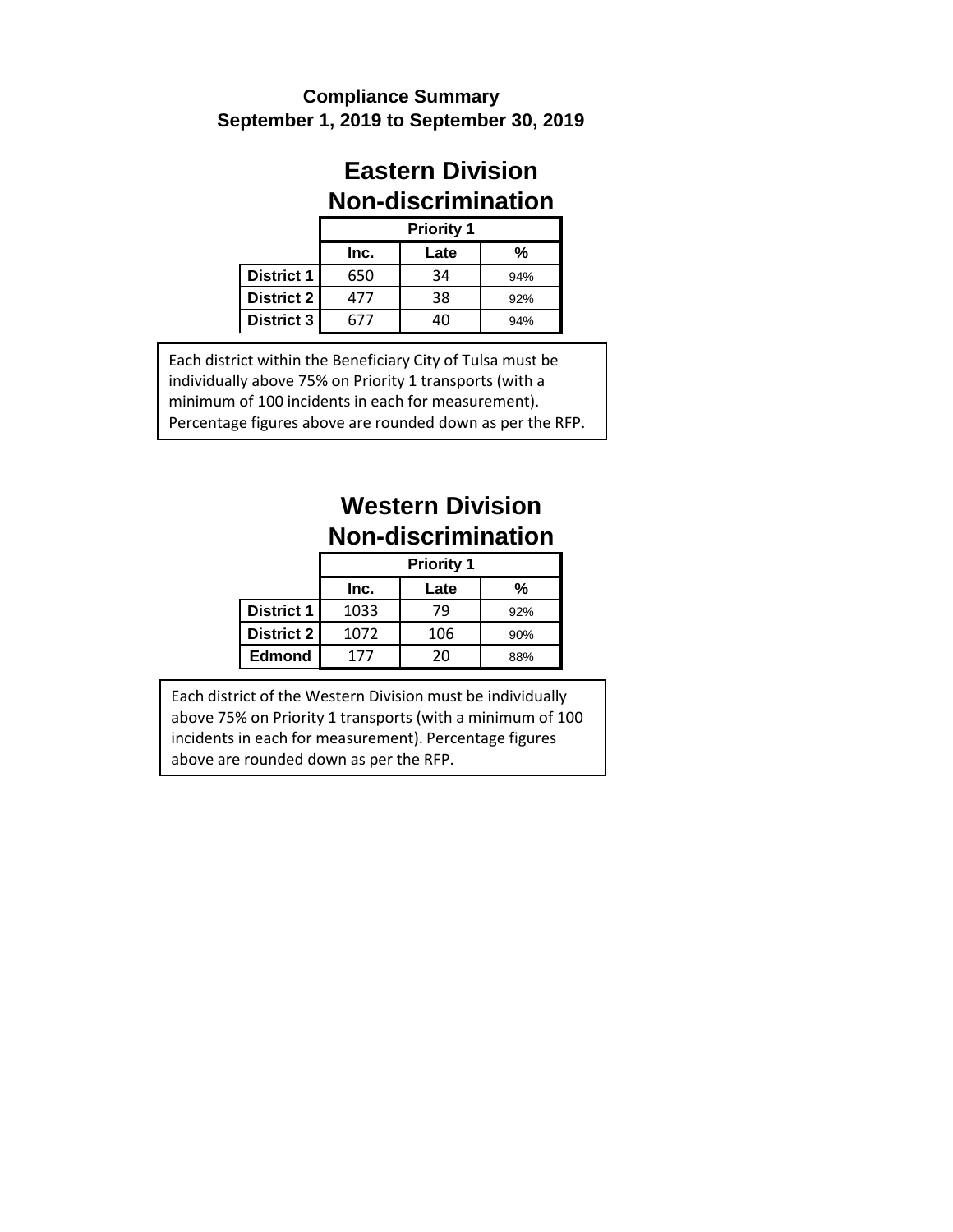**Compliance Summary**
**September 1, 2019 to September 30, 2019**

## Eastern Division
## Non-discrimination

| | Priority 1 | | |
|---|---|---|---|
| | **Inc.** | **Late** | **%** |
| **District 1** | 650 | 34 | 94% |
| **District 2** | 477 | 38 | 92% |
| **District 3** | 677 | 40 | 94% |

Each district within the Beneficiary City of Tulsa must be individually above 75% on Priority 1 transports (with a minimum of 100 incidents in each for measurement). Percentage figures above are rounded down as per the RFP.

## Western Division
## Non-discrimination

| | Priority 1 | | |
|---|---|---|---|
| | **Inc.** | **Late** | **%** |
| **District 1** | 1033 | 79 | 92% |
| **District 2** | 1072 | 106 | 90% |
| **Edmond** | 177 | 20 | 88% |

Each district of the Western Division must be individually above 75% on Priority 1 transports (with a minimum of 100 incidents in each for measurement). Percentage figures above are rounded down as per the RFP.